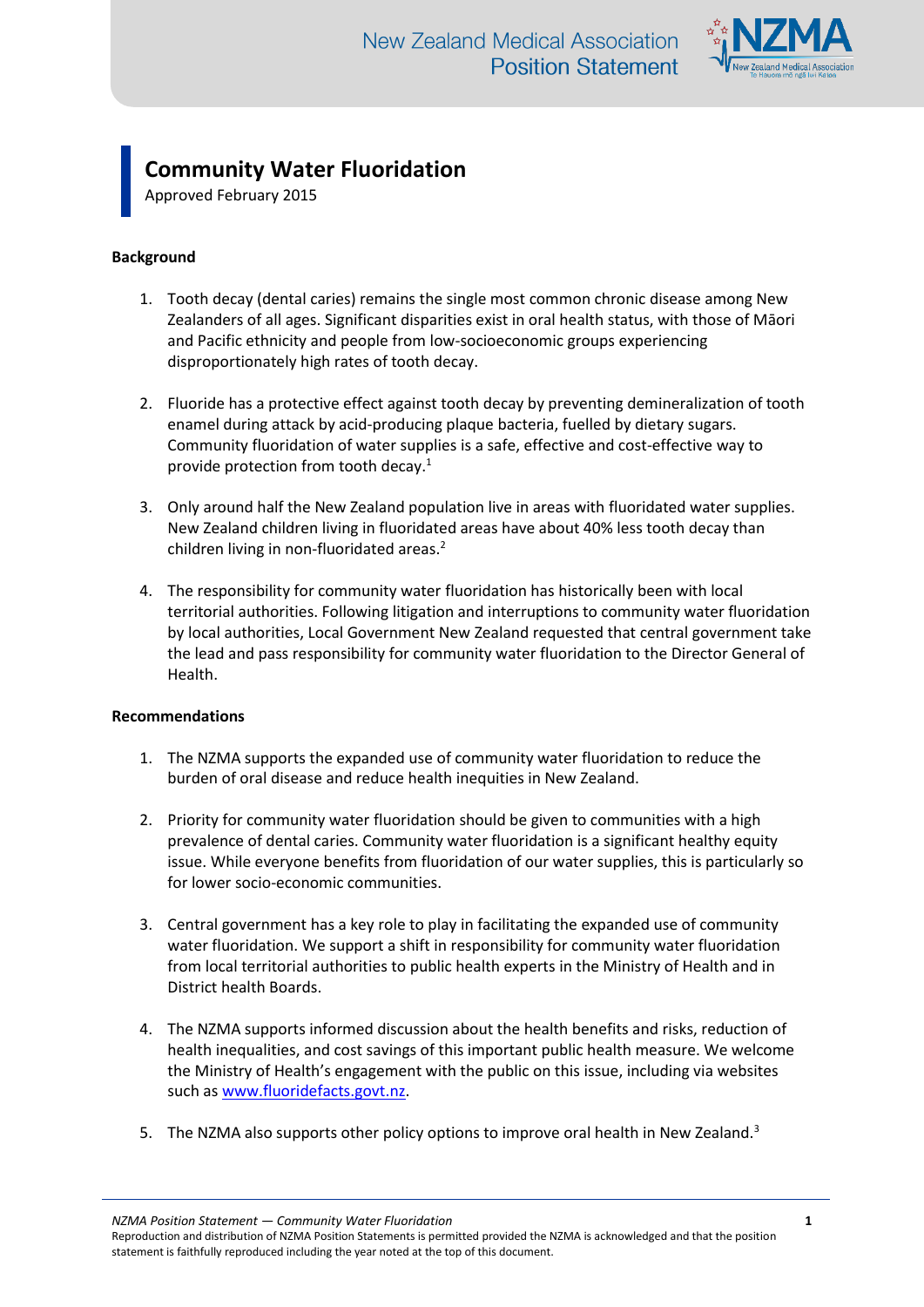# Community Water Fluoridation

Approved February 2015

## Background

1. Tooth decay (dental caries) remains the single most common chronic disease among New Zealanders of all ages. Significant disparities exist in oral health status, with those of Māori and Pacific ethnicity and people from low-socioeconomic groups experiencing disproportionately high rates of tooth decay.

2. Fluoride has a protective effect against tooth decay by preventing demineralization of tooth enamel during attack by acid-producing plaque bacteria, fuelled by dietary sugars. Community fluoridation of water supplies is a safe, effective and cost-effective way to provide protection from tooth decay.[1]

3. Only around half the New Zealand population live in areas with fluoridated water supplies. New Zealand children living in fluoridated areas have about 40% less tooth decay than children living in non-fluoridated areas.[2]

4. The responsibility for community water fluoridation has historically been with local territorial authorities. Following litigation and interruptions to community water fluoridation by local authorities, Local Government New Zealand requested that central government take the lead and pass responsibility for community water fluoridation to the Director General of Health.

## Recommendations

1. The NZMA supports the expanded use of community water fluoridation to reduce the burden of oral disease and reduce health inequities in New Zealand.

2. Priority for community water fluoridation should be given to communities with a high prevalence of dental caries. Community water fluoridation is a significant healthy equity issue. While everyone benefits from fluoridation of our water supplies, this is particularly so for lower socio-economic communities.

3. Central government has a key role to play in facilitating the expanded use of community water fluoridation. We support a shift in responsibility for community water fluoridation from local territorial authorities to public health experts in the Ministry of Health and in District health Boards.

4. The NZMA supports informed discussion about the health benefits and risks, reduction of health inequalities, and cost savings of this important public health measure. We welcome the Ministry of Health's engagement with the public on this issue, including via websites such as www.fluoridefacts.govt.nz.

5. The NZMA also supports other policy options to improve oral health in New Zealand.[3]

Reproduction and distribution of NZMA Position Statements is permitted provided the NZMA is acknowledged and that the position statement is faithfully reproduced including the year noted at the top of this document.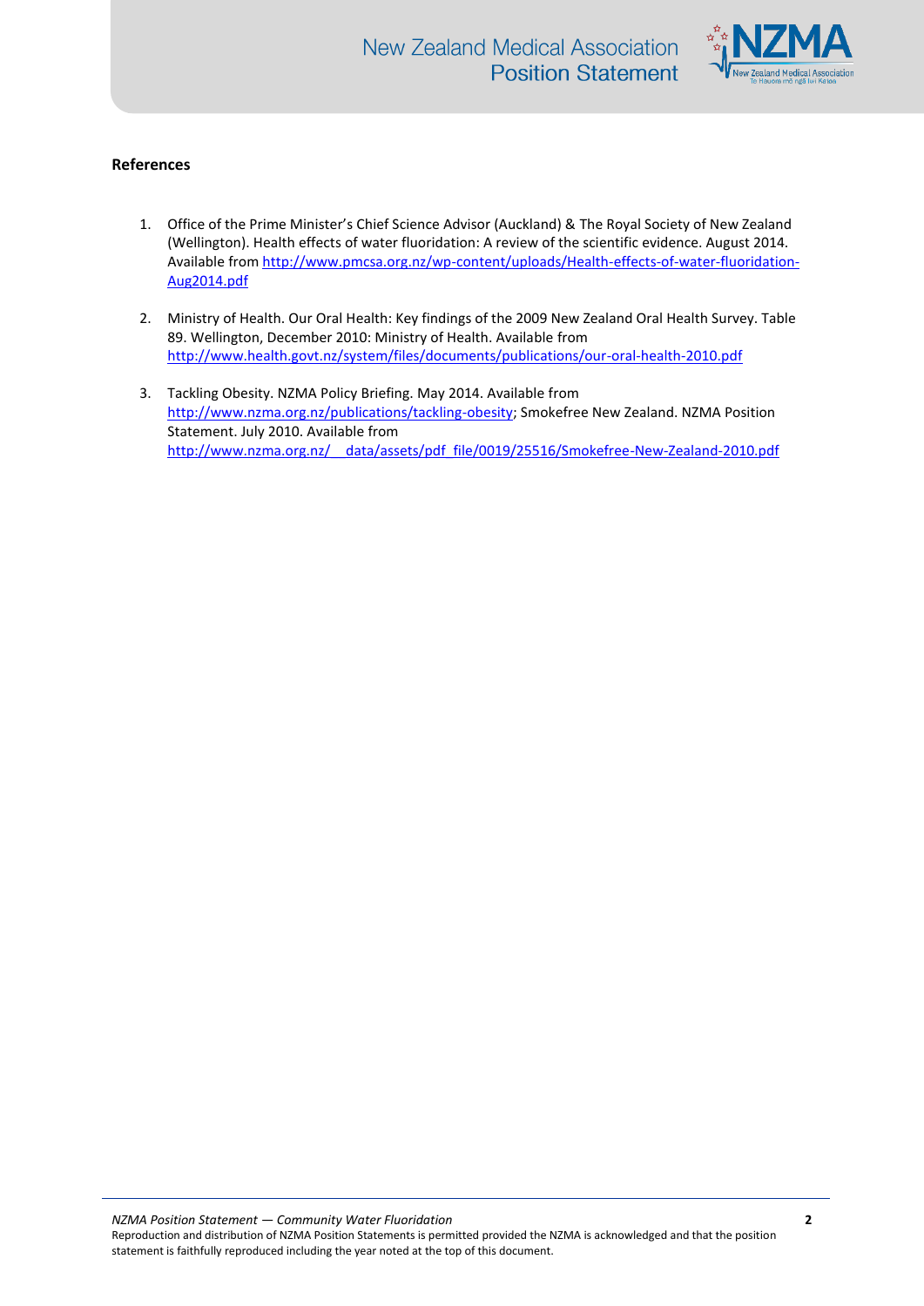**References**

1. Office of the Prime Minister's Chief Science Advisor (Auckland) & The Royal Society of New Zealand (Wellington). Health effects of water fluoridation: A review of the scientific evidence. August 2014. Available from http://www.pmcsa.org.nz/wp-content/uploads/Health-effects-of-water-fluoridation-Aug2014.pdf

2. Ministry of Health. Our Oral Health: Key findings of the 2009 New Zealand Oral Health Survey. Table 89. Wellington, December 2010: Ministry of Health. Available from http://www.health.govt.nz/system/files/documents/publications/our-oral-health-2010.pdf

3. Tackling Obesity. NZMA Policy Briefing. May 2014. Available from http://www.nzma.org.nz/publications/tackling-obesity; Smokefree New Zealand. NZMA Position Statement. July 2010. Available from http://www.nzma.org.nz/__data/assets/pdf_file/0019/25516/Smokefree-New-Zealand-2010.pdf

Reproduction and distribution of NZMA Position Statements is permitted provided the NZMA is acknowledged and that the position statement is faithfully reproduced including the year noted at the top of this document.